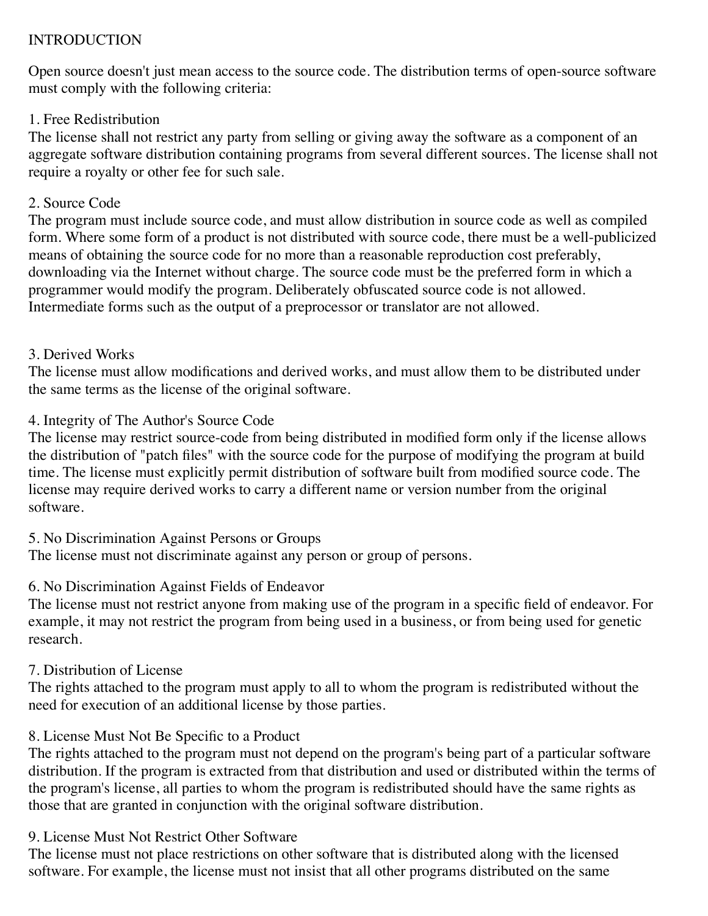# INTRODUCTION

Open source doesn't just mean access to the source code. The distribution terms of open-source software must comply with the following criteria:

## 1. Free Redistribution

The license shall not restrict any party from selling or giving away the software as a component of an aggregate software distribution containing programs from several different sources. The license shall not require a royalty or other fee for such sale.

## 2. Source Code

The program must include source code, and must allow distribution in source code as well as compiled form. Where some form of a product is not distributed with source code, there must be a well-publicized means of obtaining the source code for no more than a reasonable reproduction cost preferably, downloading via the Internet without charge. The source code must be the preferred form in which a programmer would modify the program. Deliberately obfuscated source code is not allowed. Intermediate forms such as the output of a preprocessor or translator are not allowed.

## 3. Derived Works

The license must allow modifications and derived works, and must allow them to be distributed under the same terms as the license of the original software.

## 4. Integrity of The Author's Source Code

The license may restrict source-code from being distributed in modified form only if the license allows the distribution of "patch files" with the source code for the purpose of modifying the program at build time. The license must explicitly permit distribution of software built from modified source code. The license may require derived works to carry a different name or version number from the original software.

## 5. No Discrimination Against Persons or Groups

The license must not discriminate against any person or group of persons.

## 6. No Discrimination Against Fields of Endeavor

The license must not restrict anyone from making use of the program in a specific field of endeavor. For example, it may not restrict the program from being used in a business, or from being used for genetic research.

## 7. Distribution of License

The rights attached to the program must apply to all to whom the program is redistributed without the need for execution of an additional license by those parties.

## 8. License Must Not Be Specific to a Product

The rights attached to the program must not depend on the program's being part of a particular software distribution. If the program is extracted from that distribution and used or distributed within the terms of the program's license, all parties to whom the program is redistributed should have the same rights as those that are granted in conjunction with the original software distribution.

## 9. License Must Not Restrict Other Software

The license must not place restrictions on other software that is distributed along with the licensed software. For example, the license must not insist that all other programs distributed on the same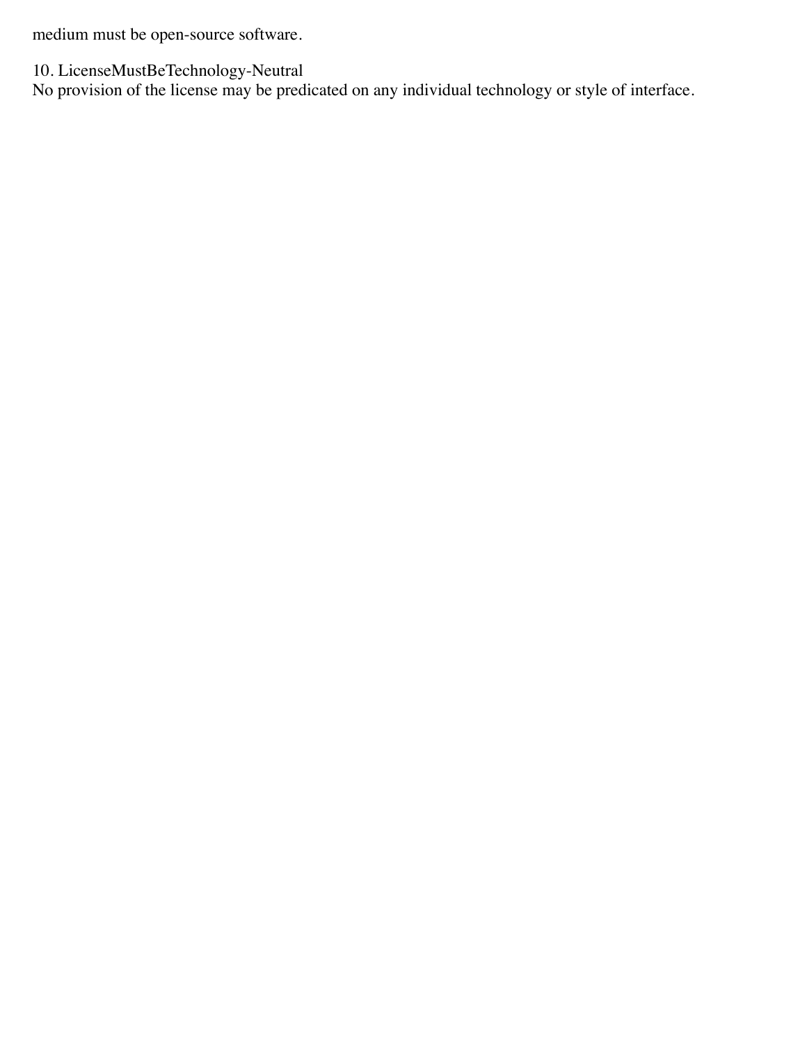medium must be open-source software.

10. LicenseMustBeTechnology-Neutral
No provision of the license may be predicated on any individual technology or style of interface.